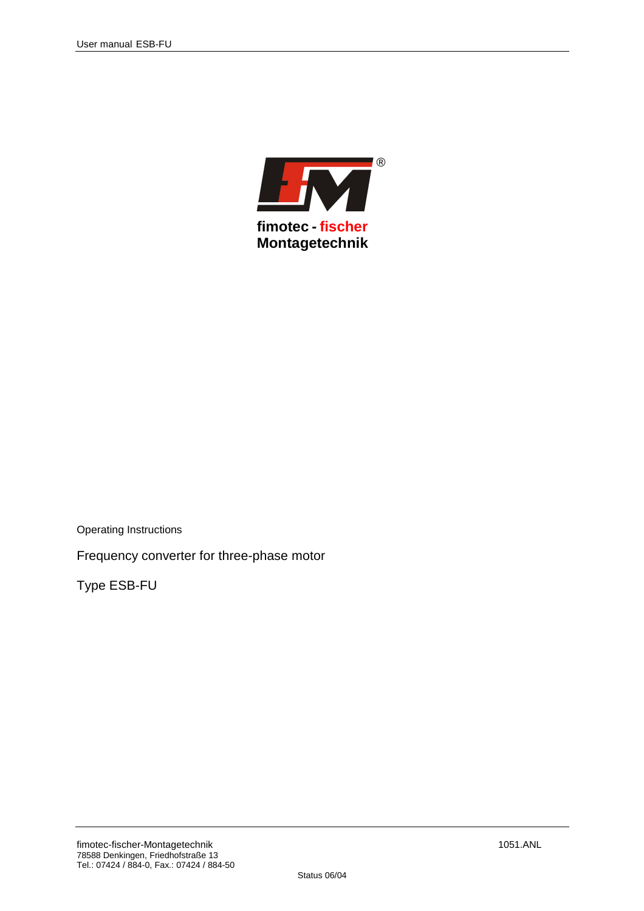fimotec - fischer
Montagetechnik

Operating Instructions

Frequency converter for three-phase motor

Type ESB-FU

fimotec-fischer-Montagetechnik
78588 Denkingen, Friedhofstraße 13
Tel.: 07424 / 884-0, Fax.: 07424 / 884-50

1051.ANL

Status 06/04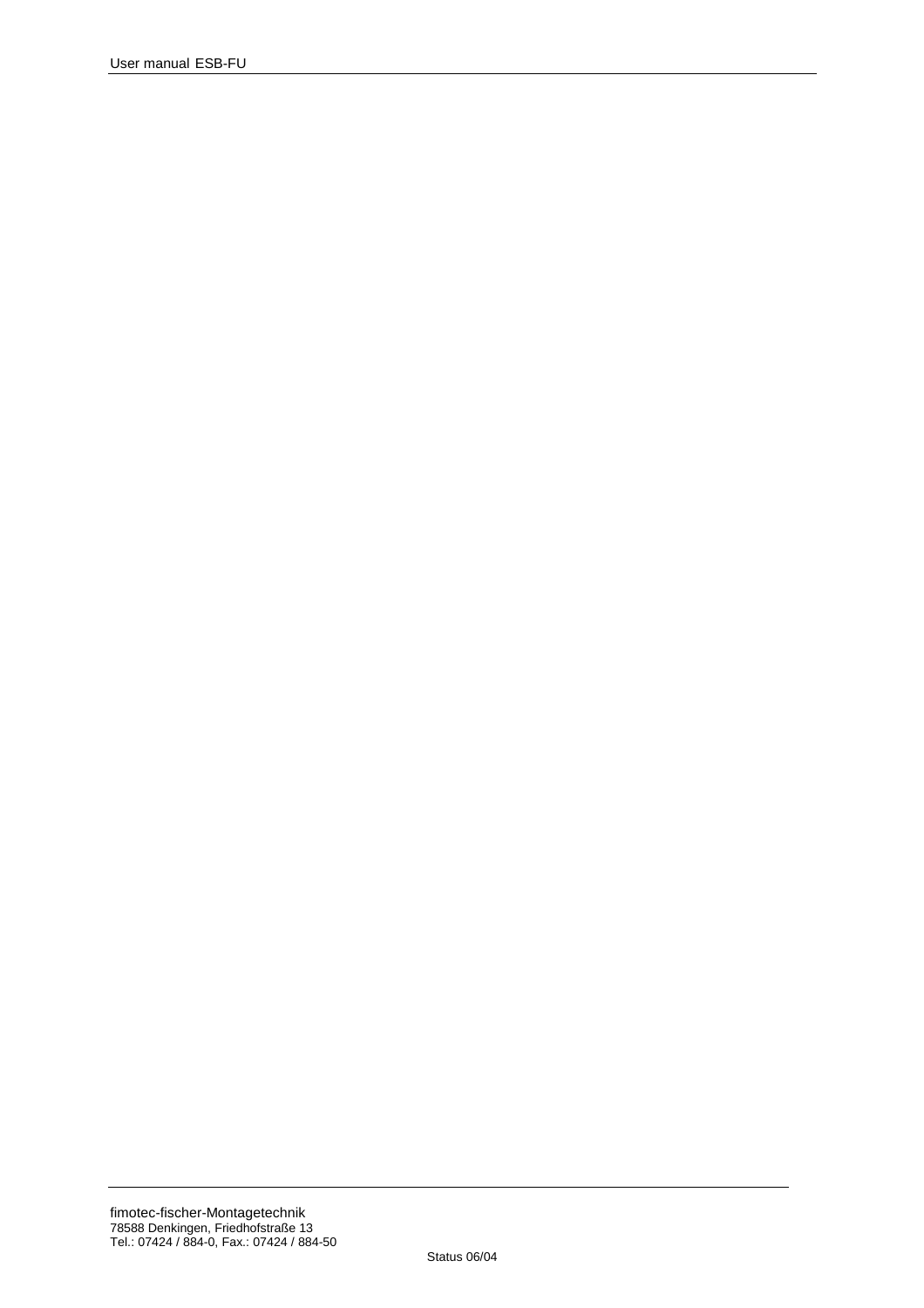fimotec-fischer-Montagetechnik
78588 Denkingen, Friedhofstraße 13
Tel.: 07424 / 884-0, Fax.: 07424 / 884-50

Status 06/04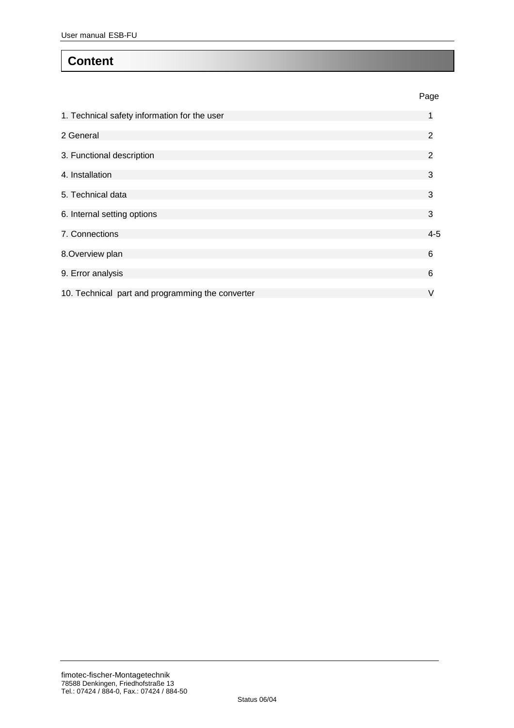# Content

| | Page |
|---|---|
| 1. Technical safety information for the user | 1 |
| 2 General | 2 |
| 3. Functional description | 2 |
| 4. Installation | 3 |
| 5. Technical data | 3 |
| 6. Internal setting options | 3 |
| 7. Connections | 4-5 |
| 8.Overview plan | 6 |
| 9. Error analysis | 6 |
| 10. Technical  part and programming the converter | V |

fimotec-fischer-Montagetechnik
78588 Denkingen, Friedhofstraße 13
Tel.: 07424 / 884-0, Fax.: 07424 / 884-50

Status 06/04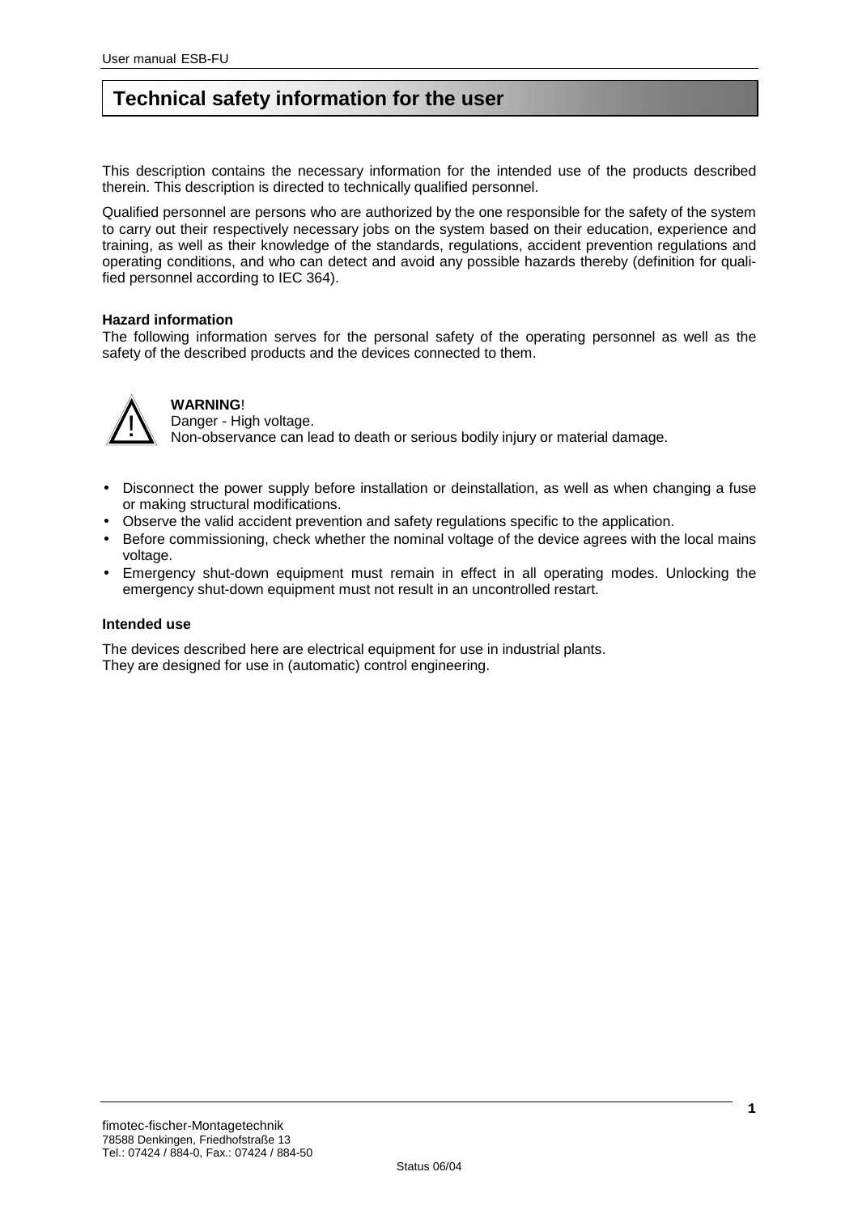# Technical safety information for the user

This description contains the necessary information for the intended use of the products described therein. This description is directed to technically qualified personnel.

Qualified personnel are persons who are authorized by the one responsible for the safety of the system to carry out their respectively necessary jobs on the system based on their education, experience and training, as well as their knowledge of the standards, regulations, accident prevention regulations and operating conditions, and who can detect and avoid any possible hazards thereby (definition for qualified personnel according to IEC 364).

**Hazard information**
The following information serves for the personal safety of the operating personnel as well as the safety of the described products and the devices connected to them.

**WARNING**!
Danger - High voltage.
Non-observance can lead to death or serious bodily injury or material damage.

- Disconnect the power supply before installation or deinstallation, as well as when changing a fuse or making structural modifications.
- Observe the valid accident prevention and safety regulations specific to the application.
- Before commissioning, check whether the nominal voltage of the device agrees with the local mains voltage.
- Emergency shut-down equipment must remain in effect in all operating modes. Unlocking the emergency shut-down equipment must not result in an uncontrolled restart.

**Intended use**

The devices described here are electrical equipment for use in industrial plants.
They are designed for use in (automatic) control engineering.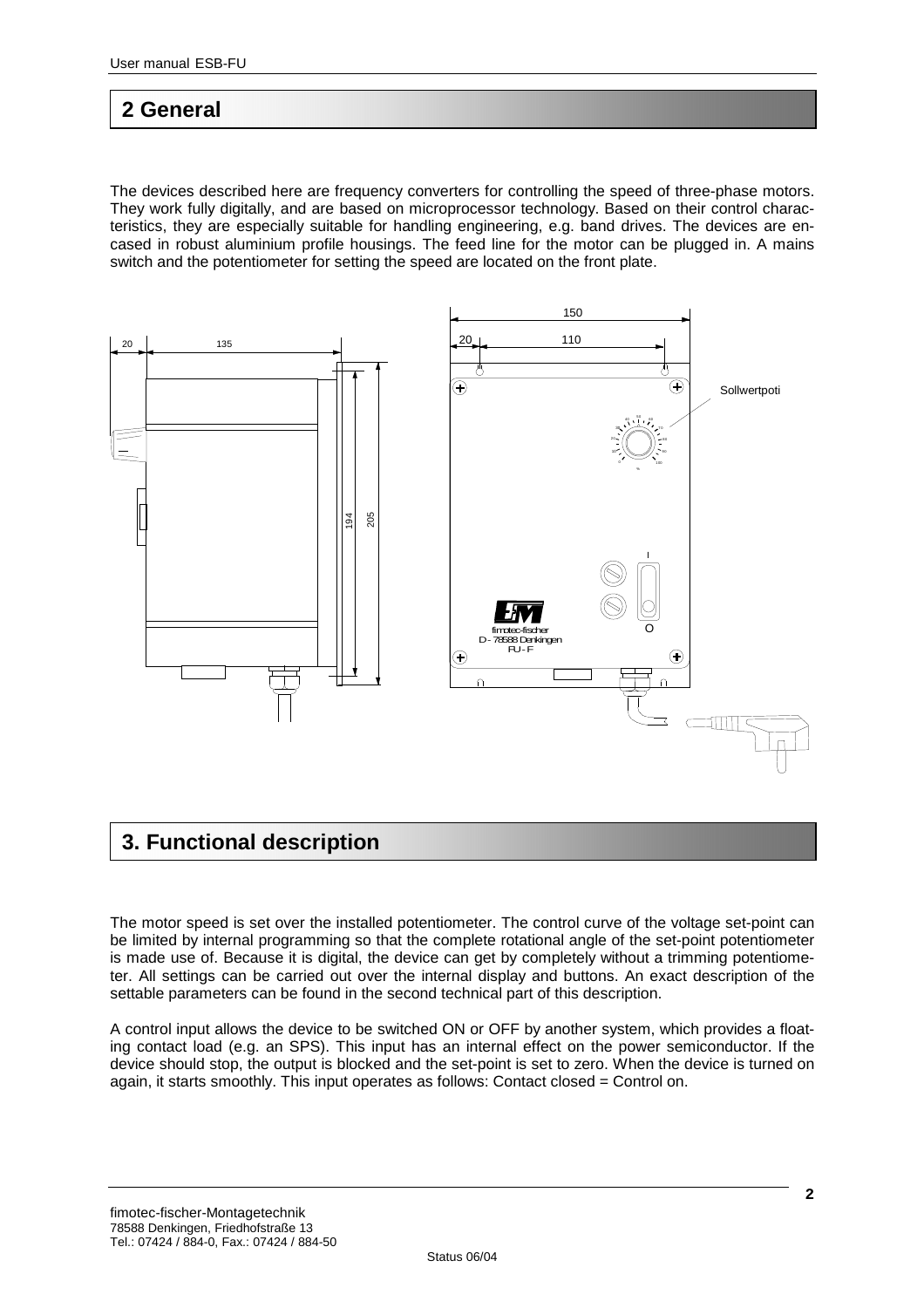## 2 General

The devices described here are frequency converters for controlling the speed of three-phase motors. They work fully digitally, and are based on microprocessor technology. Based on their control characteristics, they are especially suitable for handling engineering, e.g. band drives. The devices are encased in robust aluminium profile housings. The feed line for the motor can be plugged in. A mains switch and the potentiometer for setting the speed are located on the front plate.

## 3. Functional description

The motor speed is set over the installed potentiometer. The control curve of the voltage set-point can be limited by internal programming so that the complete rotational angle of the set-point potentiometer is made use of. Because it is digital, the device can get by completely without a trimming potentiometer. All settings can be carried out over the internal display and buttons. An exact description of the settable parameters can be found in the second technical part of this description.

A control input allows the device to be switched ON or OFF by another system, which provides a floating contact load (e.g. an SPS). This input has an internal effect on the power semiconductor. If the device should stop, the output is blocked and the set-point is set to zero. When the device is turned on again, it starts smoothly. This input operates as follows: Contact closed = Control on.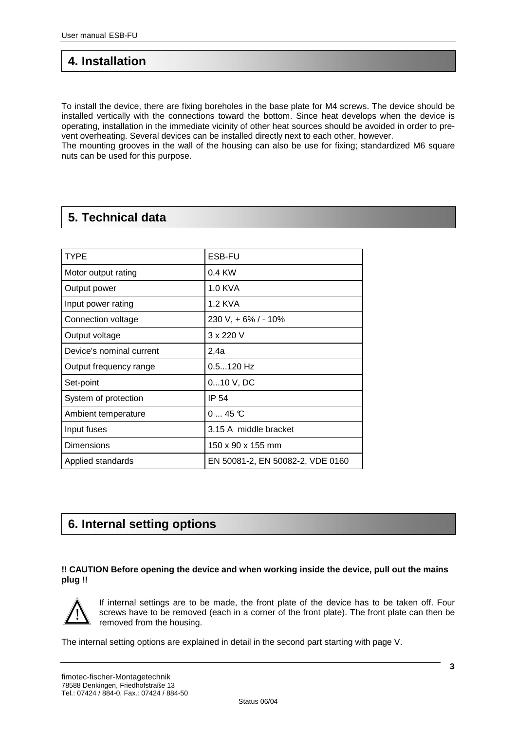## 4. Installation

To install the device, there are fixing boreholes in the base plate for M4 screws. The device should be installed vertically with the connections toward the bottom. Since heat develops when the device is operating, installation in the immediate vicinity of other heat sources should be avoided in order to prevent overheating. Several devices can be installed directly next to each other, however.
The mounting grooves in the wall of the housing can also be use for fixing; standardized M6 square nuts can be used for this purpose.

## 5. Technical data

| TYPE | ESB-FU |
|---|---|
| Motor output rating | 0.4 KW |
| Output power | 1.0 KVA |
| Input power rating | 1.2 KVA |
| Connection voltage | 230 V, + 6% / - 10% |
| Output voltage | 3 x 220 V |
| Device's nominal current | 2,4a |
| Output frequency range | 0.5...120 Hz |
| Set-point | 0...10 V, DC |
| System of protection | IP 54 |
| Ambient temperature | 0 ... 45 °C |
| Input fuses | 3.15 A middle bracket |
| Dimensions | 150 x 90 x 155 mm |
| Applied standards | EN 50081-2, EN 50082-2, VDE 0160 |

## 6. Internal setting options

**!! CAUTION Before opening the device and when working inside the device, pull out the mains plug !!**

If internal settings are to be made, the front plate of the device has to be taken off. Four screws have to be removed (each in a corner of the front plate). The front plate can then be removed from the housing.

The internal setting options are explained in detail in the second part starting with page V.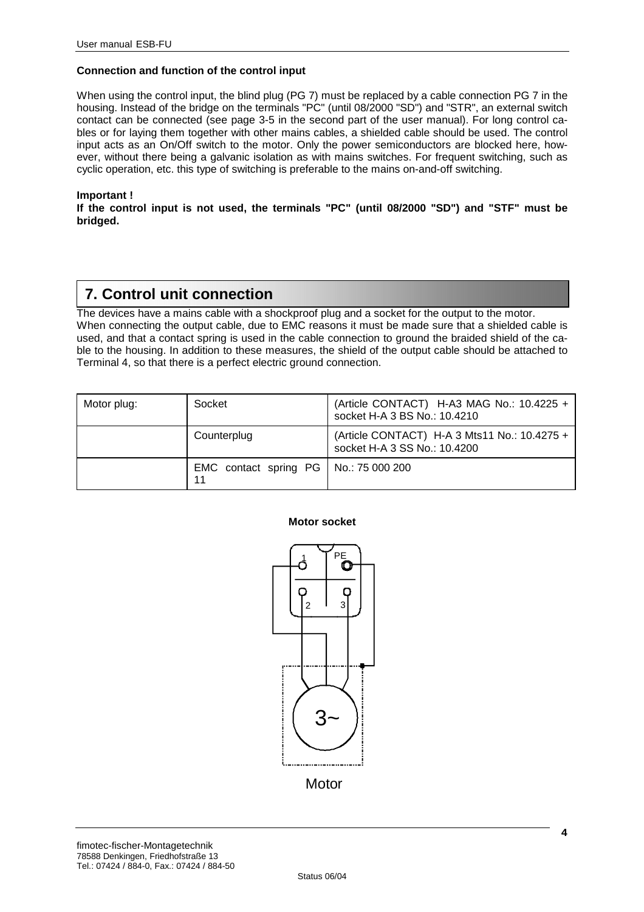#### Connection and function of the control input

When using the control input, the blind plug (PG 7) must be replaced by a cable connection PG 7 in the housing. Instead of the bridge on the terminals "PC" (until 08/2000 "SD") and "STR", an external switch contact can be connected (see page 3-5 in the second part of the user manual). For long control cables or for laying them together with other mains cables, a shielded cable should be used. The control input acts as an On/Off switch to the motor. Only the power semiconductors are blocked here, however, without there being a galvanic isolation as with mains switches. For frequent switching, such as cyclic operation, etc. this type of switching is preferable to the mains on-and-off switching.

**Important !**

**If the control input is not used, the terminals "PC" (until 08/2000 "SD") and "STF" must be bridged.**

## 7. Control unit connection

The devices have a mains cable with a shockproof plug and a socket for the output to the motor.
When connecting the output cable, due to EMC reasons it must be made sure that a shielded cable is used, and that a contact spring is used in the cable connection to ground the braided shield of the cable to the housing. In addition to these measures, the shield of the output cable should be attached to Terminal 4, so that there is a perfect electric ground connection.

| Motor plug: | Socket | (Article CONTACT) H-A3 MAG No.: 10.4225 + socket H-A 3 BS No.: 10.4210 |
|---|---|---|
| | Counterplug | (Article CONTACT) H-A 3 Mts11 No.: 10.4275 + socket H-A 3 SS No.: 10.4200 |
| | EMC contact spring PG 11 | No.: 75 000 200 |

**Motor socket**

Motor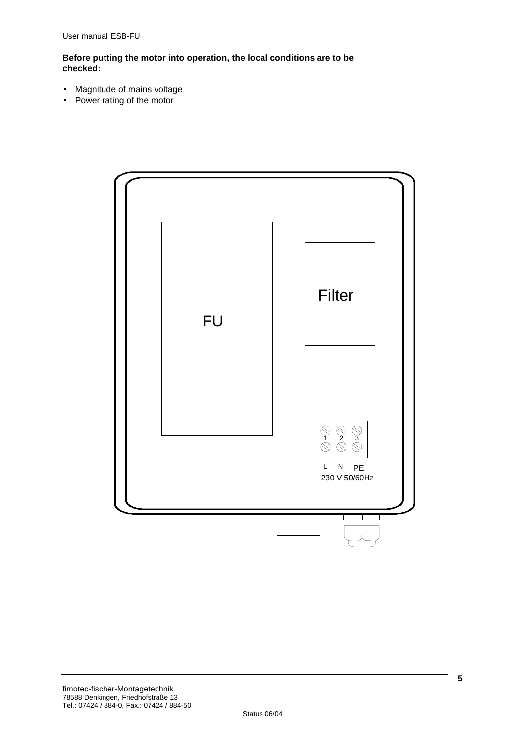**Before putting the motor into operation, the local conditions are to be checked:**

- Magnitude of mains voltage
- Power rating of the motor

FU

Filter

1 2 3

L N PE

230 V 50/60Hz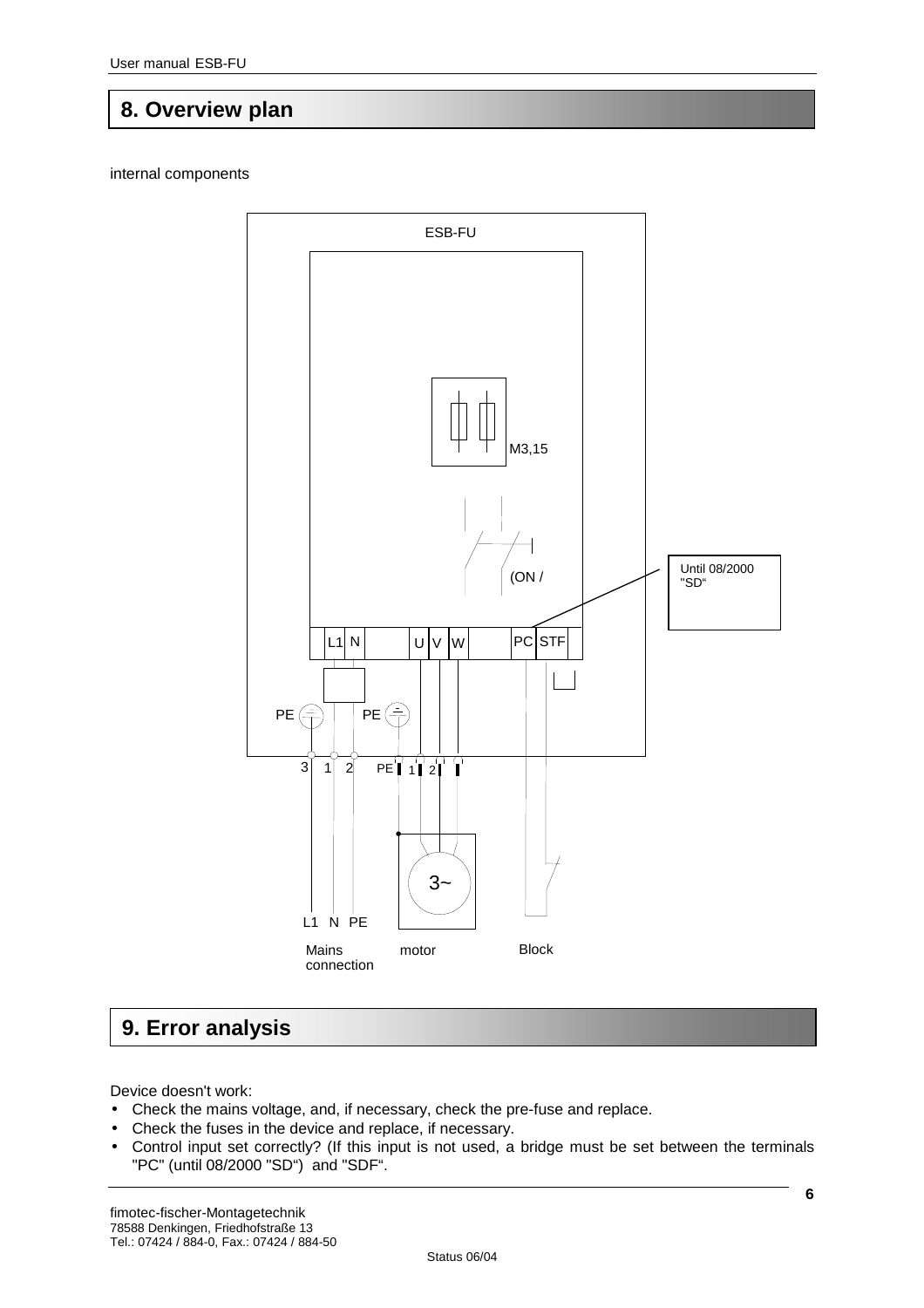## 8. Overview plan

internal components

ESB-FU

M3,15

(ON /

Until 08/2000 "SD"

L1 N U V W PC STF

PE PE

3 1 2 PE 1 2

3~

L1 N PE

Mains connection

motor

Block

## 9. Error analysis

Device doesn't work:

- Check the mains voltage, and, if necessary, check the pre-fuse and replace.
- Check the fuses in the device and replace, if necessary.
- Control input set correctly? (If this input is not used, a bridge must be set between the terminals "PC" (until 08/2000 "SD") and "SDF".

fimotec-fischer-Montagetechnik
78588 Denkingen, Friedhofstraße 13
Tel.: 07424 / 884-0, Fax.: 07424 / 884-50

Status 06/04